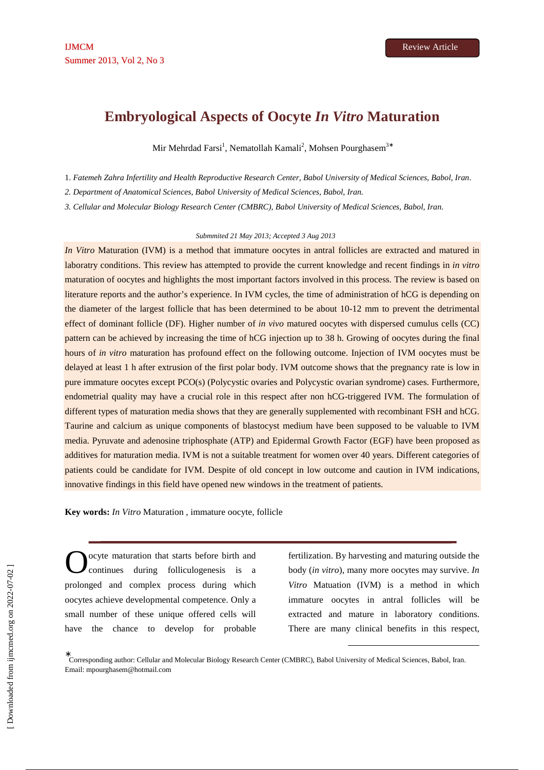# Embryological Aspects of Oocyte *In Vitro* Maturation

Mir Mehrdad Farsi[1], Nematollah Kamali[2], Mohsen Pourghasem[3]*

1. *Fatemeh Zahra Infertility and Health Reproductive Research Center, Babol University of Medical Sciences, Babol, Iran.*

2. *Department of Anatomical Sciences, Babol University of Medical Sciences, Babol, Iran.*

3. *Cellular and Molecular Biology Research Center (CMBRC), Babol University of Medical Sciences, Babol, Iran.*

*Submmitted 21 May 2013; Accepted 3 Aug 2013*

*In Vitro* Maturation (IVM) is a method that immature oocytes in antral follicles are extracted and matured in laboratry conditions. This review has attempted to provide the current knowledge and recent findings in *in vitro* maturation of oocytes and highlights the most important factors involved in this process. The review is based on literature reports and the author's experience. In IVM cycles, the time of administration of hCG is depending on the diameter of the largest follicle that has been determined to be about 10-12 mm to prevent the detrimental effect of dominant follicle (DF). Higher number of *in vivo* matured oocytes with dispersed cumulus cells (CC) pattern can be achieved by increasing the time of hCG injection up to 38 h. Growing of oocytes during the final hours of *in vitro* maturation has profound effect on the following outcome. Injection of IVM oocytes must be delayed at least 1 h after extrusion of the first polar body. IVM outcome shows that the pregnancy rate is low in pure immature oocytes except PCO(s) (Polycystic ovaries and Polycystic ovarian syndrome) cases. Furthermore, endometrial quality may have a crucial role in this respect after non hCG-triggered IVM. The formulation of different types of maturation media shows that they are generally supplemented with recombinant FSH and hCG. Taurine and calcium as unique components of blastocyst medium have been supposed to be valuable to IVM media. Pyruvate and adenosine triphosphate (ATP) and Epidermal Growth Factor (EGF) have been proposed as additives for maturation media. IVM is not a suitable treatment for women over 40 years. Different categories of patients could be candidate for IVM. Despite of old concept in low outcome and caution in IVM indications, innovative findings in this field have opened new windows in the treatment of patients.

**Key words:** *In Vitro* Maturation , immature oocyte, follicle

Oocyte maturation that starts before birth and continues during folliculogenesis is a prolonged and complex process during which oocytes achieve developmental competence. Only a small number of these unique offered cells will have the chance to develop for probable fertilization. By harvesting and maturing outside the body (*in vitro*), many more oocytes may survive. *In Vitro* Matuation (IVM) is a method in which immature oocytes in antral follicles will be extracted and mature in laboratory conditions. There are many clinical benefits in this respect,

*Corresponding author: Cellular and Molecular Biology Research Center (CMBRC), Babol University of Medical Sciences, Babol, Iran. Email: mpourghasem@hotmail.com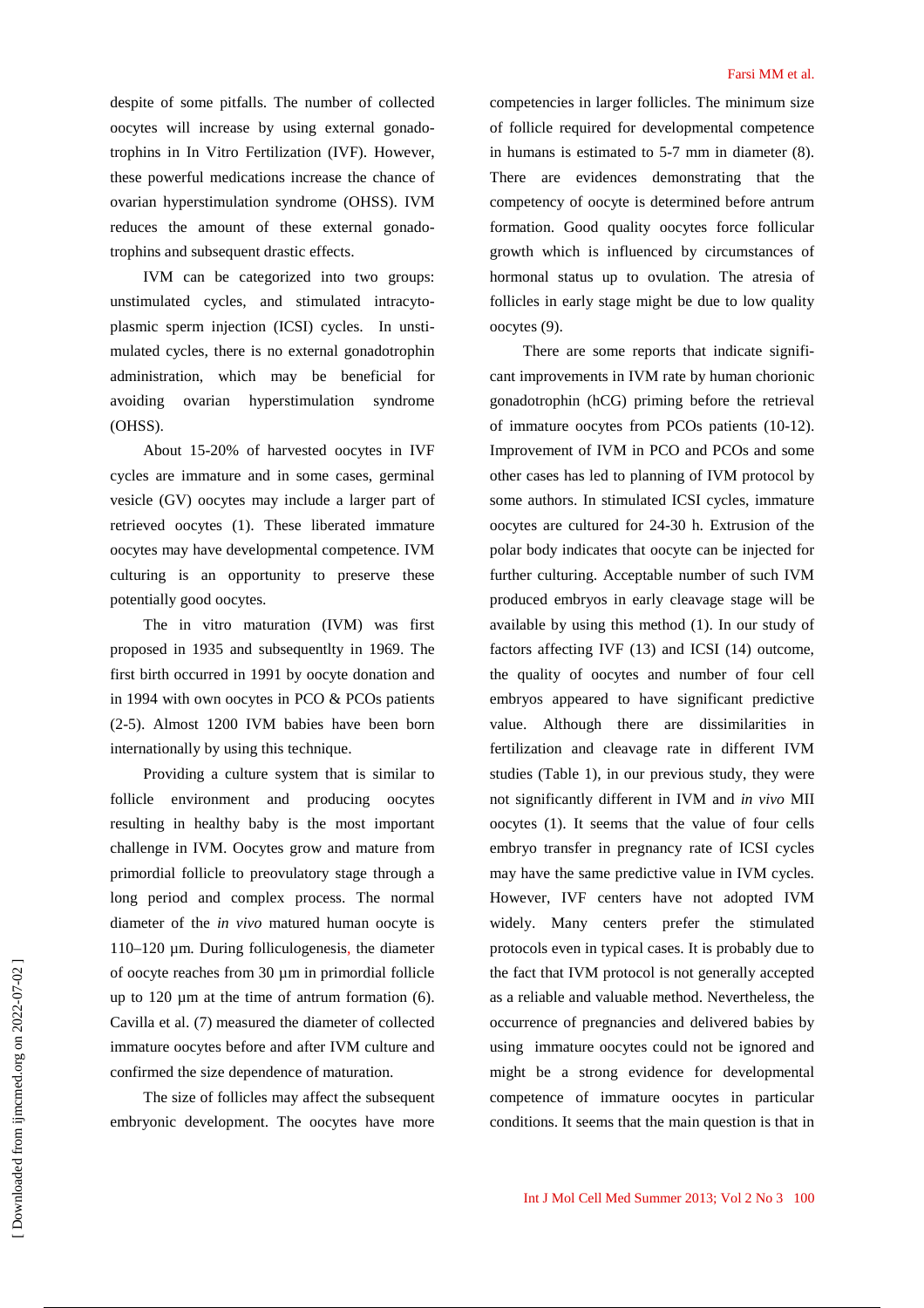despite of some pitfalls. The number of collected oocytes will increase by using external gonadotrophins in In Vitro Fertilization (IVF). However, these powerful medications increase the chance of ovarian hyperstimulation syndrome (OHSS). IVM reduces the amount of these external gonadotrophins and subsequent drastic effects.

IVM can be categorized into two groups: unstimulated cycles, and stimulated intracytoplasmic sperm injection (ICSI) cycles. In unstimulated cycles, there is no external gonadotrophin administration, which may be beneficial for avoiding ovarian hyperstimulation syndrome (OHSS).

About 15-20% of harvested oocytes in IVF cycles are immature and in some cases, germinal vesicle (GV) oocytes may include a larger part of retrieved oocytes (1). These liberated immature oocytes may have developmental competence. IVM culturing is an opportunity to preserve these potentially good oocytes.

The in vitro maturation (IVM) was first proposed in 1935 and subsequentlty in 1969. The first birth occurred in 1991 by oocyte donation and in 1994 with own oocytes in PCO & PCOs patients (2-5). Almost 1200 IVM babies have been born internationally by using this technique.

Providing a culture system that is similar to follicle environment and producing oocytes resulting in healthy baby is the most important challenge in IVM. Oocytes grow and mature from primordial follicle to preovulatory stage through a long period and complex process. The normal diameter of the *in vivo* matured human oocyte is 110–120 µm. During folliculogenesis, the diameter of oocyte reaches from 30 µm in primordial follicle up to 120 µm at the time of antrum formation (6). Cavilla et al. (7) measured the diameter of collected immature oocytes before and after IVM culture and confirmed the size dependence of maturation.

The size of follicles may affect the subsequent embryonic development. The oocytes have more competencies in larger follicles. The minimum size of follicle required for developmental competence in humans is estimated to 5-7 mm in diameter (8). There are evidences demonstrating that the competency of oocyte is determined before antrum formation. Good quality oocytes force follicular growth which is influenced by circumstances of hormonal status up to ovulation. The atresia of follicles in early stage might be due to low quality oocytes (9).

There are some reports that indicate significant improvements in IVM rate by human chorionic gonadotrophin (hCG) priming before the retrieval of immature oocytes from PCOs patients (10-12). Improvement of IVM in PCO and PCOs and some other cases has led to planning of IVM protocol by some authors. In stimulated ICSI cycles, immature oocytes are cultured for 24-30 h. Extrusion of the polar body indicates that oocyte can be injected for further culturing. Acceptable number of such IVM produced embryos in early cleavage stage will be available by using this method (1). In our study of factors affecting IVF (13) and ICSI (14) outcome, the quality of oocytes and number of four cell embryos appeared to have significant predictive value. Although there are dissimilarities in fertilization and cleavage rate in different IVM studies (Table 1), in our previous study, they were not significantly different in IVM and *in vivo* MII oocytes (1). It seems that the value of four cells embryo transfer in pregnancy rate of ICSI cycles may have the same predictive value in IVM cycles. However, IVF centers have not adopted IVM widely. Many centers prefer the stimulated protocols even in typical cases. It is probably due to the fact that IVM protocol is not generally accepted as a reliable and valuable method. Nevertheless, the occurrence of pregnancies and delivered babies by using immature oocytes could not be ignored and might be a strong evidence for developmental competence of immature oocytes in particular conditions. It seems that the main question is that in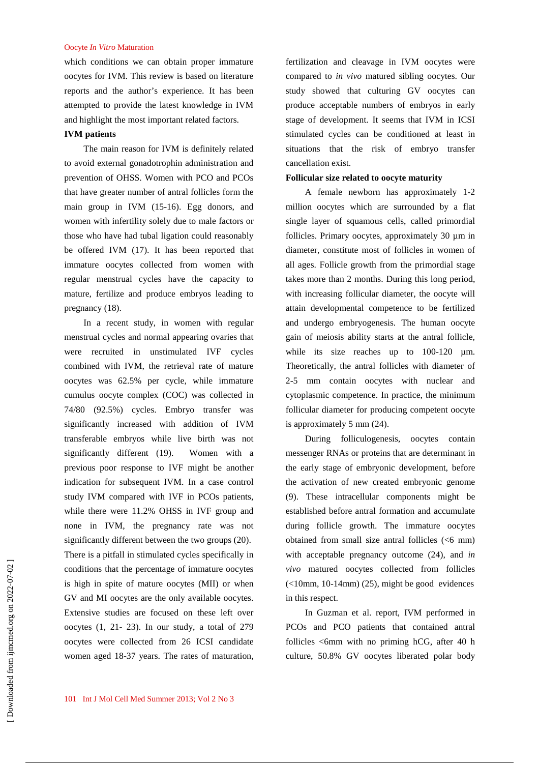which conditions we can obtain proper immature oocytes for IVM. This review is based on literature reports and the author's experience. It has been attempted to provide the latest knowledge in IVM and highlight the most important related factors.

**IVM patients**

The main reason for IVM is definitely related to avoid external gonadotrophin administration and prevention of OHSS. Women with PCO and PCOs that have greater number of antral follicles form the main group in IVM (15-16). Egg donors, and women with infertility solely due to male factors or those who have had tubal ligation could reasonably be offered IVM (17). It has been reported that immature oocytes collected from women with regular menstrual cycles have the capacity to mature, fertilize and produce embryos leading to pregnancy (18).

In a recent study, in women with regular menstrual cycles and normal appearing ovaries that were recruited in unstimulated IVF cycles combined with IVM, the retrieval rate of mature oocytes was 62.5% per cycle, while immature cumulus oocyte complex (COC) was collected in 74/80 (92.5%) cycles. Embryo transfer was significantly increased with addition of IVM transferable embryos while live birth was not significantly different (19). Women with a previous poor response to IVF might be another indication for subsequent IVM. In a case control study IVM compared with IVF in PCOs patients, while there were 11.2% OHSS in IVF group and none in IVM, the pregnancy rate was not significantly different between the two groups (20). There is a pitfall in stimulated cycles specifically in conditions that the percentage of immature oocytes is high in spite of mature oocytes (MII) or when GV and MI oocytes are the only available oocytes. Extensive studies are focused on these left over oocytes (1, 21- 23). In our study, a total of 279 oocytes were collected from 26 ICSI candidate women aged 18-37 years. The rates of maturation, fertilization and cleavage in IVM oocytes were compared to *in vivo* matured sibling oocytes. Our study showed that culturing GV oocytes can produce acceptable numbers of embryos in early stage of development. It seems that IVM in ICSI stimulated cycles can be conditioned at least in situations that the risk of embryo transfer cancellation exist.

**Follicular size related to oocyte maturity**

A female newborn has approximately 1-2 million oocytes which are surrounded by a flat single layer of squamous cells, called primordial follicles. Primary oocytes, approximately 30 µm in diameter, constitute most of follicles in women of all ages. Follicle growth from the primordial stage takes more than 2 months. During this long period, with increasing follicular diameter, the oocyte will attain developmental competence to be fertilized and undergo embryogenesis. The human oocyte gain of meiosis ability starts at the antral follicle, while its size reaches up to 100-120 µm. Theoretically, the antral follicles with diameter of 2-5 mm contain oocytes with nuclear and cytoplasmic competence. In practice, the minimum follicular diameter for producing competent oocyte is approximately 5 mm (24).

During folliculogenesis, oocytes contain messenger RNAs or proteins that are determinant in the early stage of embryonic development, before the activation of new created embryonic genome (9). These intracellular components might be established before antral formation and accumulate during follicle growth. The immature oocytes obtained from small size antral follicles (<6 mm) with acceptable pregnancy outcome (24), and *in vivo* matured oocytes collected from follicles (<10mm, 10-14mm) (25), might be good evidences in this respect.

In Guzman et al. report, IVM performed in PCOs and PCO patients that contained antral follicles <6mm with no priming hCG, after 40 h culture, 50.8% GV oocytes liberated polar body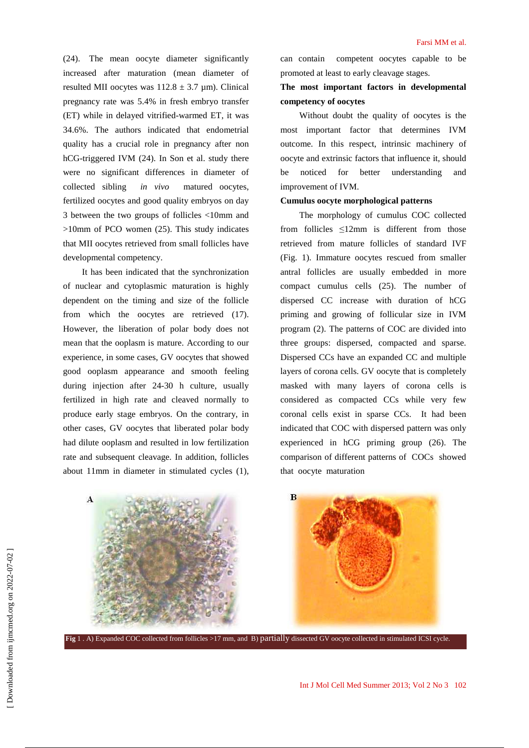(24). The mean oocyte diameter significantly increased after maturation (mean diameter of resulted MII oocytes was 112.8 ± 3.7 µm). Clinical pregnancy rate was 5.4% in fresh embryo transfer (ET) while in delayed vitrified-warmed ET, it was 34.6%. The authors indicated that endometrial quality has a crucial role in pregnancy after non hCG-triggered IVM (24). In Son et al. study there were no significant differences in diameter of collected sibling *in vivo* matured oocytes, fertilized oocytes and good quality embryos on day 3 between the two groups of follicles <10mm and >10mm of PCO women (25). This study indicates that MII oocytes retrieved from small follicles have developmental competency.

It has been indicated that the synchronization of nuclear and cytoplasmic maturation is highly dependent on the timing and size of the follicle from which the oocytes are retrieved (17). However, the liberation of polar body does not mean that the ooplasm is mature. According to our experience, in some cases, GV oocytes that showed good ooplasm appearance and smooth feeling during injection after 24-30 h culture, usually fertilized in high rate and cleaved normally to produce early stage embryos. On the contrary, in other cases, GV oocytes that liberated polar body had dilute ooplasm and resulted in low fertilization rate and subsequent cleavage. In addition, follicles about 11mm in diameter in stimulated cycles (1), can contain competent oocytes capable to be promoted at least to early cleavage stages.

### The most important factors in developmental competency of oocytes

Without doubt the quality of oocytes is the most important factor that determines IVM outcome. In this respect, intrinsic machinery of oocyte and extrinsic factors that influence it, should be noticed for better understanding and improvement of IVM.

### Cumulus oocyte morphological patterns

The morphology of cumulus COC collected from follicles ≤12mm is different from those retrieved from mature follicles of standard IVF (Fig. 1). Immature oocytes rescued from smaller antral follicles are usually embedded in more compact cumulus cells (25). The number of dispersed CC increase with duration of hCG priming and growing of follicular size in IVM program (2). The patterns of COC are divided into three groups: dispersed, compacted and sparse. Dispersed CCs have an expanded CC and multiple layers of corona cells. GV oocyte that is completely masked with many layers of corona cells is considered as compacted CCs while very few coronal cells exist in sparse CCs. It had been indicated that COC with dispersed pattern was only experienced in hCG priming group (26). The comparison of different patterns of COCs showed that oocyte maturation

**Fig 1**. A) Expanded COC collected from follicles >17 mm, and B) partially dissected GV oocyte collected in stimulated ICSI cycle.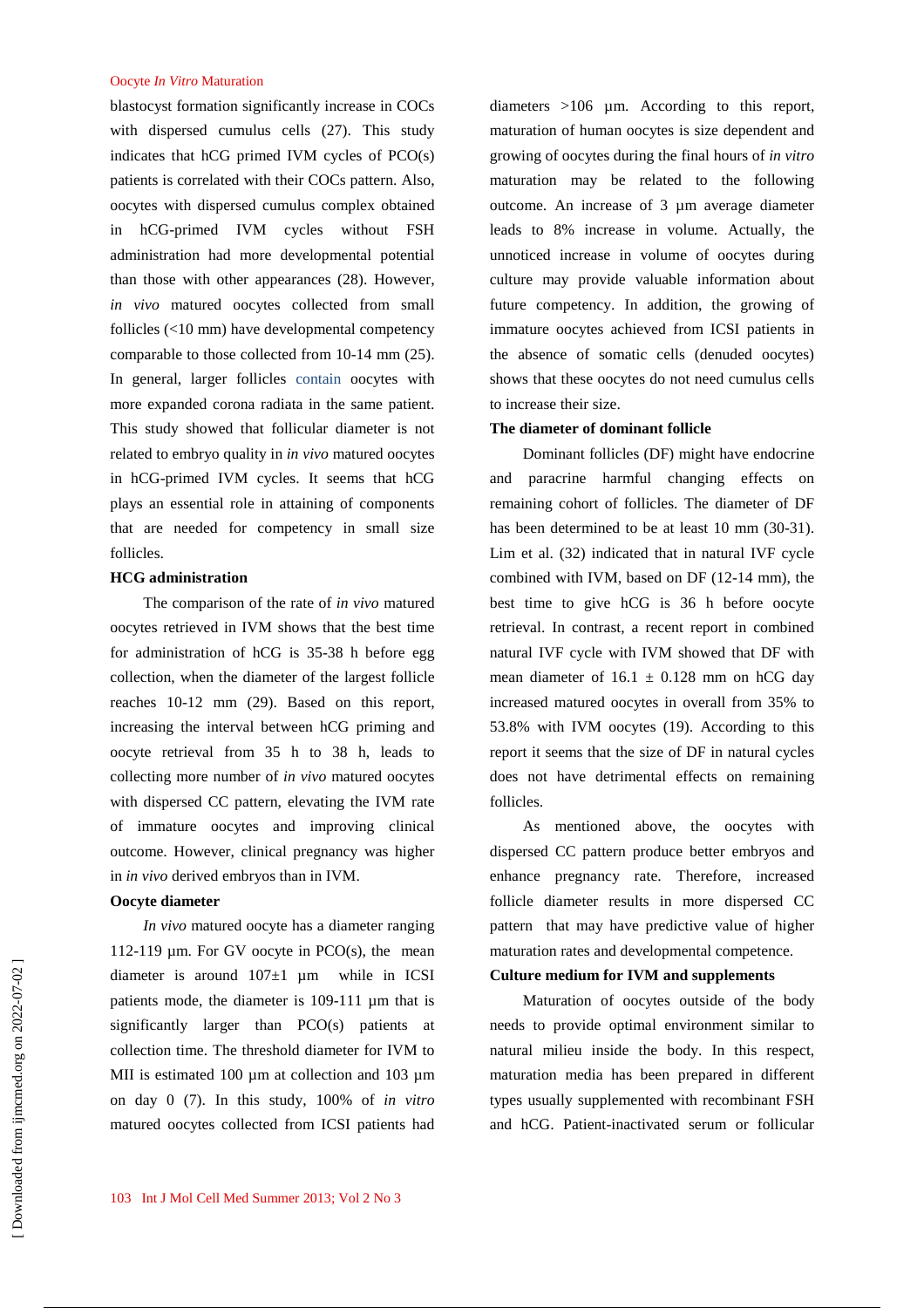blastocyst formation significantly increase in COCs with dispersed cumulus cells (27). This study indicates that hCG primed IVM cycles of PCO(s) patients is correlated with their COCs pattern. Also, oocytes with dispersed cumulus complex obtained in hCG-primed IVM cycles without FSH administration had more developmental potential than those with other appearances (28). However, *in vivo* matured oocytes collected from small follicles (<10 mm) have developmental competency comparable to those collected from 10-14 mm (25). In general, larger follicles contain oocytes with more expanded corona radiata in the same patient. This study showed that follicular diameter is not related to embryo quality in *in vivo* matured oocytes in hCG-primed IVM cycles. It seems that hCG plays an essential role in attaining of components that are needed for competency in small size follicles.

### HCG administration

The comparison of the rate of *in vivo* matured oocytes retrieved in IVM shows that the best time for administration of hCG is 35-38 h before egg collection, when the diameter of the largest follicle reaches 10-12 mm (29). Based on this report, increasing the interval between hCG priming and oocyte retrieval from 35 h to 38 h, leads to collecting more number of *in vivo* matured oocytes with dispersed CC pattern, elevating the IVM rate of immature oocytes and improving clinical outcome. However, clinical pregnancy was higher in *in vivo* derived embryos than in IVM.

### Oocyte diameter

*In vivo* matured oocyte has a diameter ranging 112-119 µm. For GV oocyte in PCO(s), the mean diameter is around 107±1 µm while in ICSI patients mode, the diameter is 109-111 µm that is significantly larger than PCO(s) patients at collection time. The threshold diameter for IVM to MII is estimated 100 µm at collection and 103 µm on day 0 (7). In this study, 100% of *in vitro* matured oocytes collected from ICSI patients had diameters >106 µm. According to this report, maturation of human oocytes is size dependent and growing of oocytes during the final hours of *in vitro* maturation may be related to the following outcome. An increase of 3 µm average diameter leads to 8% increase in volume. Actually, the unnoticed increase in volume of oocytes during culture may provide valuable information about future competency. In addition, the growing of immature oocytes achieved from ICSI patients in the absence of somatic cells (denuded oocytes) shows that these oocytes do not need cumulus cells to increase their size.

### The diameter of dominant follicle

Dominant follicles (DF) might have endocrine and paracrine harmful changing effects on remaining cohort of follicles. The diameter of DF has been determined to be at least 10 mm (30-31). Lim et al. (32) indicated that in natural IVF cycle combined with IVM, based on DF (12-14 mm), the best time to give hCG is 36 h before oocyte retrieval. In contrast, a recent report in combined natural IVF cycle with IVM showed that DF with mean diameter of 16.1 ± 0.128 mm on hCG day increased matured oocytes in overall from 35% to 53.8% with IVM oocytes (19). According to this report it seems that the size of DF in natural cycles does not have detrimental effects on remaining follicles.

As mentioned above, the oocytes with dispersed CC pattern produce better embryos and enhance pregnancy rate. Therefore, increased follicle diameter results in more dispersed CC pattern that may have predictive value of higher maturation rates and developmental competence.

### Culture medium for IVM and supplements

Maturation of oocytes outside of the body needs to provide optimal environment similar to natural milieu inside the body. In this respect, maturation media has been prepared in different types usually supplemented with recombinant FSH and hCG. Patient-inactivated serum or follicular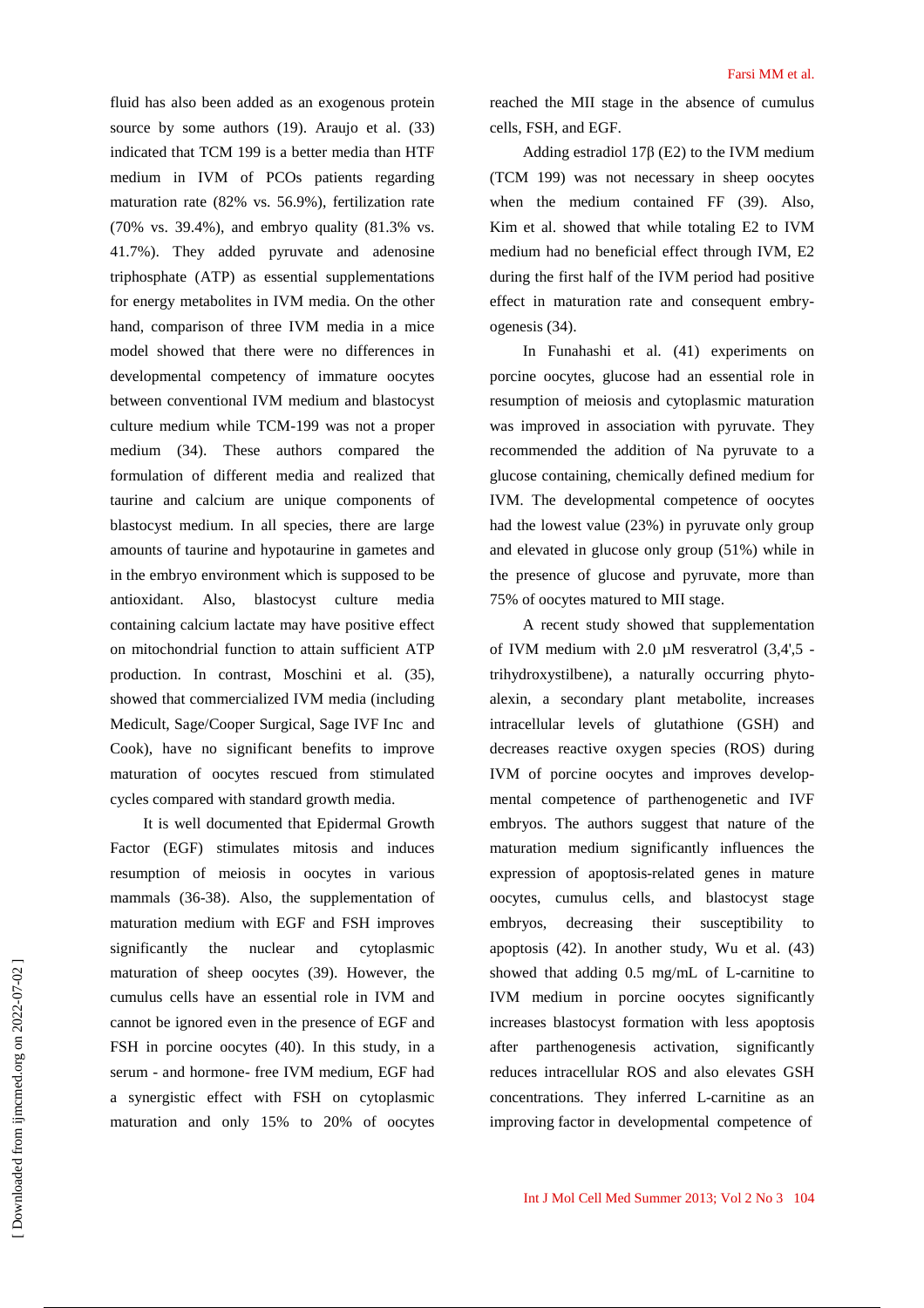fluid has also been added as an exogenous protein source by some authors (19). Araujo et al. (33) indicated that TCM 199 is a better media than HTF medium in IVM of PCOs patients regarding maturation rate (82% vs. 56.9%), fertilization rate (70% vs. 39.4%), and embryo quality (81.3% vs. 41.7%). They added pyruvate and adenosine triphosphate (ATP) as essential supplementations for energy metabolites in IVM media. On the other hand, comparison of three IVM media in a mice model showed that there were no differences in developmental competency of immature oocytes between conventional IVM medium and blastocyst culture medium while TCM-199 was not a proper medium (34). These authors compared the formulation of different media and realized that taurine and calcium are unique components of blastocyst medium. In all species, there are large amounts of taurine and hypotaurine in gametes and in the embryo environment which is supposed to be antioxidant. Also, blastocyst culture media containing calcium lactate may have positive effect on mitochondrial function to attain sufficient ATP production. In contrast, Moschini et al. (35), showed that commercialized IVM media (including Medicult, Sage/Cooper Surgical, Sage IVF Inc and Cook), have no significant benefits to improve maturation of oocytes rescued from stimulated cycles compared with standard growth media.

It is well documented that Epidermal Growth Factor (EGF) stimulates mitosis and induces resumption of meiosis in oocytes in various mammals (36-38). Also, the supplementation of maturation medium with EGF and FSH improves significantly the nuclear and cytoplasmic maturation of sheep oocytes (39). However, the cumulus cells have an essential role in IVM and cannot be ignored even in the presence of EGF and FSH in porcine oocytes (40). In this study, in a serum - and hormone- free IVM medium, EGF had a synergistic effect with FSH on cytoplasmic maturation and only 15% to 20% of oocytes reached the MII stage in the absence of cumulus cells, FSH, and EGF.

Adding estradiol 17β (E2) to the IVM medium (TCM 199) was not necessary in sheep oocytes when the medium contained FF (39). Also, Kim et al. showed that while totaling E2 to IVM medium had no beneficial effect through IVM, E2 during the first half of the IVM period had positive effect in maturation rate and consequent embryogenesis (34).

In Funahashi et al. (41) experiments on porcine oocytes, glucose had an essential role in resumption of meiosis and cytoplasmic maturation was improved in association with pyruvate. They recommended the addition of Na pyruvate to a glucose containing, chemically defined medium for IVM. The developmental competence of oocytes had the lowest value (23%) in pyruvate only group and elevated in glucose only group (51%) while in the presence of glucose and pyruvate, more than 75% of oocytes matured to MII stage.

A recent study showed that supplementation of IVM medium with 2.0 µM resveratrol (3,4',5 -trihydroxystilbene), a naturally occurring phytoalexin, a secondary plant metabolite, increases intracellular levels of glutathione (GSH) and decreases reactive oxygen species (ROS) during IVM of porcine oocytes and improves developmental competence of parthenogenetic and IVF embryos. The authors suggest that nature of the maturation medium significantly influences the expression of apoptosis-related genes in mature oocytes, cumulus cells, and blastocyst stage embryos, decreasing their susceptibility to apoptosis (42). In another study, Wu et al. (43) showed that adding 0.5 mg/mL of L-carnitine to IVM medium in porcine oocytes significantly increases blastocyst formation with less apoptosis after parthenogenesis activation, significantly reduces intracellular ROS and also elevates GSH concentrations. They inferred L-carnitine as an improving factor in developmental competence of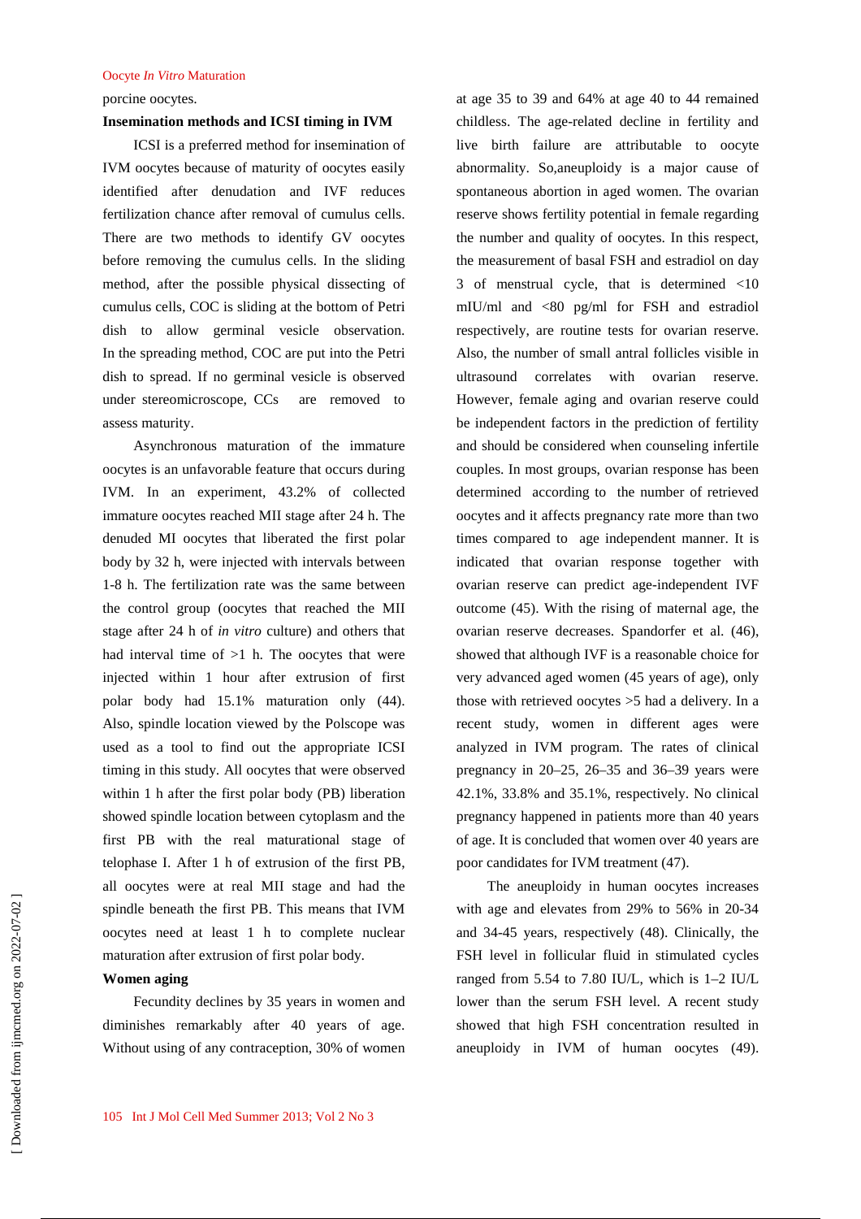porcine oocytes.

**Insemination methods and ICSI timing in IVM**

ICSI is a preferred method for insemination of IVM oocytes because of maturity of oocytes easily identified after denudation and IVF reduces fertilization chance after removal of cumulus cells. There are two methods to identify GV oocytes before removing the cumulus cells. In the sliding method, after the possible physical dissecting of cumulus cells, COC is sliding at the bottom of Petri dish to allow germinal vesicle observation. In the spreading method, COC are put into the Petri dish to spread. If no germinal vesicle is observed under stereomicroscope, CCs are removed to assess maturity.

Asynchronous maturation of the immature oocytes is an unfavorable feature that occurs during IVM. In an experiment, 43.2% of collected immature oocytes reached MII stage after 24 h. The denuded MI oocytes that liberated the first polar body by 32 h, were injected with intervals between 1-8 h. The fertilization rate was the same between the control group (oocytes that reached the MII stage after 24 h of *in vitro* culture) and others that had interval time of >1 h. The oocytes that were injected within 1 hour after extrusion of first polar body had 15.1% maturation only (44). Also, spindle location viewed by the Polscope was used as a tool to find out the appropriate ICSI timing in this study. All oocytes that were observed within 1 h after the first polar body (PB) liberation showed spindle location between cytoplasm and the first PB with the real maturational stage of telophase I. After 1 h of extrusion of the first PB, all oocytes were at real MII stage and had the spindle beneath the first PB. This means that IVM oocytes need at least 1 h to complete nuclear maturation after extrusion of first polar body.

**Women aging**

Fecundity declines by 35 years in women and diminishes remarkably after 40 years of age. Without using of any contraception, 30% of women at age 35 to 39 and 64% at age 40 to 44 remained childless. The age-related decline in fertility and live birth failure are attributable to oocyte abnormality. So,aneuploidy is a major cause of spontaneous abortion in aged women. The ovarian reserve shows fertility potential in female regarding the number and quality of oocytes. In this respect, the measurement of basal FSH and estradiol on day 3 of menstrual cycle, that is determined <10 mIU/ml and <80 pg/ml for FSH and estradiol respectively, are routine tests for ovarian reserve. Also, the number of small antral follicles visible in ultrasound correlates with ovarian reserve. However, female aging and ovarian reserve could be independent factors in the prediction of fertility and should be considered when counseling infertile couples. In most groups, ovarian response has been determined according to the number of retrieved oocytes and it affects pregnancy rate more than two times compared to age independent manner. It is indicated that ovarian response together with ovarian reserve can predict age-independent IVF outcome (45). With the rising of maternal age, the ovarian reserve decreases. Spandorfer et al. (46), showed that although IVF is a reasonable choice for very advanced aged women (45 years of age), only those with retrieved oocytes >5 had a delivery. In a recent study, women in different ages were analyzed in IVM program. The rates of clinical pregnancy in 20–25, 26–35 and 36–39 years were 42.1%, 33.8% and 35.1%, respectively. No clinical pregnancy happened in patients more than 40 years of age. It is concluded that women over 40 years are poor candidates for IVM treatment (47).

The aneuploidy in human oocytes increases with age and elevates from 29% to 56% in 20-34 and 34-45 years, respectively (48). Clinically, the FSH level in follicular fluid in stimulated cycles ranged from 5.54 to 7.80 IU/L, which is 1–2 IU/L lower than the serum FSH level. A recent study showed that high FSH concentration resulted in aneuploidy in IVM of human oocytes (49).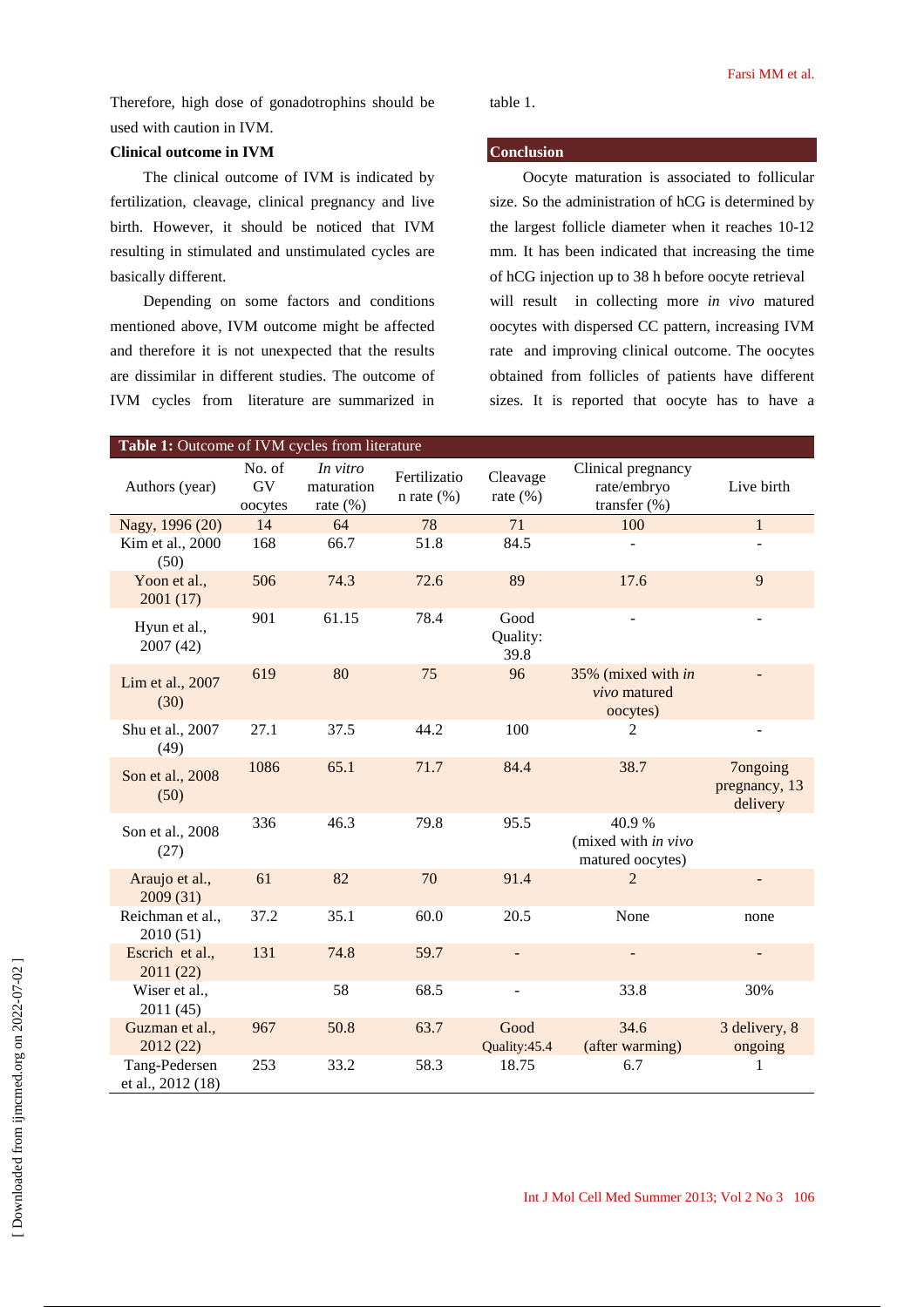Therefore, high dose of gonadotrophins should be used with caution in IVM.

**Clinical outcome in IVM**

The clinical outcome of IVM is indicated by fertilization, cleavage, clinical pregnancy and live birth. However, it should be noticed that IVM resulting in stimulated and unstimulated cycles are basically different.

Depending on some factors and conditions mentioned above, IVM outcome might be affected and therefore it is not unexpected that the results are dissimilar in different studies. The outcome of IVM cycles from literature are summarized in table 1.

## Conclusion

Oocyte maturation is associated to follicular size. So the administration of hCG is determined by the largest follicle diameter when it reaches 10-12 mm. It has been indicated that increasing the time of hCG injection up to 38 h before oocyte retrieval will result in collecting more *in vivo* matured oocytes with dispersed CC pattern, increasing IVM rate and improving clinical outcome. The oocytes obtained from follicles of patients have different sizes. It is reported that oocyte has to have a

**Table 1:** Outcome of IVM cycles from literature

| Authors (year) | No. of GV oocytes | *In vitro* maturation rate (%) | Fertilization rate (%) | Cleavage rate (%) | Clinical pregnancy rate/embryo transfer (%) | Live birth |
|---|---|---|---|---|---|---|
| Nagy, 1996 (20) | 14 | 64 | 78 | 71 | 100 | 1 |
| Kim et al., 2000 (50) | 168 | 66.7 | 51.8 | 84.5 | - | - |
| Yoon et al., 2001 (17) | 506 | 74.3 | 72.6 | 89 | 17.6 | 9 |
| Hyun et al., 2007 (42) | 901 | 61.15 | 78.4 | Good Quality: 39.8 | - | - |
| Lim et al., 2007 (30) | 619 | 80 | 75 | 96 | 35% (mixed with *in vivo* matured oocytes) | - |
| Shu et al., 2007 (49) | 27.1 | 37.5 | 44.2 | 100 | 2 | - |
| Son et al., 2008 (50) | 1086 | 65.1 | 71.7 | 84.4 | 38.7 | 7ongoing pregnancy, 13 delivery |
| Son et al., 2008 (27) | 336 | 46.3 | 79.8 | 95.5 | 40.9 % (mixed with *in vivo* matured oocytes) | |
| Araujo et al., 2009 (31) | 61 | 82 | 70 | 91.4 | 2 | - |
| Reichman et al., 2010 (51) | 37.2 | 35.1 | 60.0 | 20.5 | None | none |
| Escrich et al., 2011 (22) | 131 | 74.8 | 59.7 | - | - | - |
| Wiser et al., 2011 (45) | | 58 | 68.5 | - | 33.8 | 30% |
| Guzman et al., 2012 (22) | 967 | 50.8 | 63.7 | Good Quality:45.4 | 34.6 (after warming) | 3 delivery, 8 ongoing |
| Tang-Pedersen et al., 2012 (18) | 253 | 33.2 | 58.3 | 18.75 | 6.7 | 1 |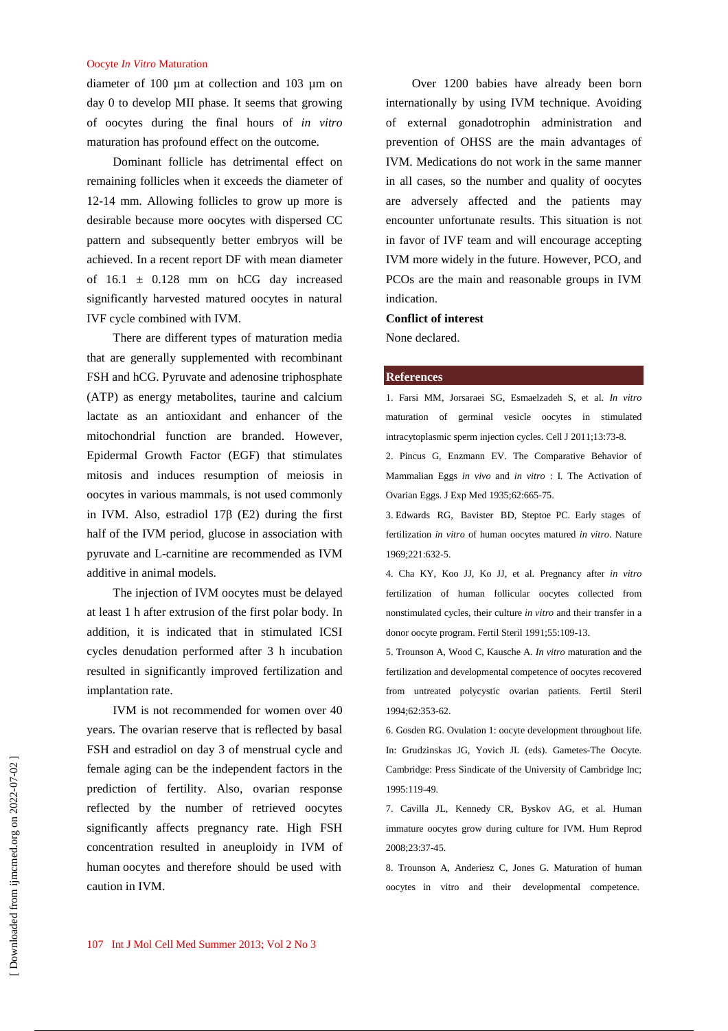diameter of 100 µm at collection and 103 µm on day 0 to develop MII phase. It seems that growing of oocytes during the final hours of *in vitro* maturation has profound effect on the outcome.

Dominant follicle has detrimental effect on remaining follicles when it exceeds the diameter of 12-14 mm. Allowing follicles to grow up more is desirable because more oocytes with dispersed CC pattern and subsequently better embryos will be achieved. In a recent report DF with mean diameter of 16.1 ± 0.128 mm on hCG day increased significantly harvested matured oocytes in natural IVF cycle combined with IVM.

There are different types of maturation media that are generally supplemented with recombinant FSH and hCG. Pyruvate and adenosine triphosphate (ATP) as energy metabolites, taurine and calcium lactate as an antioxidant and enhancer of the mitochondrial function are branded. However, Epidermal Growth Factor (EGF) that stimulates mitosis and induces resumption of meiosis in oocytes in various mammals, is not used commonly in IVM. Also, estradiol 17β (E2) during the first half of the IVM period, glucose in association with pyruvate and L-carnitine are recommended as IVM additive in animal models.

The injection of IVM oocytes must be delayed at least 1 h after extrusion of the first polar body. In addition, it is indicated that in stimulated ICSI cycles denudation performed after 3 h incubation resulted in significantly improved fertilization and implantation rate.

IVM is not recommended for women over 40 years. The ovarian reserve that is reflected by basal FSH and estradiol on day 3 of menstrual cycle and female aging can be the independent factors in the prediction of fertility. Also, ovarian response reflected by the number of retrieved oocytes significantly affects pregnancy rate. High FSH concentration resulted in aneuploidy in IVM of human oocytes and therefore should be used with caution in IVM.

Over 1200 babies have already been born internationally by using IVM technique. Avoiding of external gonadotrophin administration and prevention of OHSS are the main advantages of IVM. Medications do not work in the same manner in all cases, so the number and quality of oocytes are adversely affected and the patients may encounter unfortunate results. This situation is not in favor of IVF team and will encourage accepting IVM more widely in the future. However, PCO, and PCOs are the main and reasonable groups in IVM indication.

**Conflict of interest**

None declared.

## References

1. Farsi MM, Jorsaraei SG, Esmaelzadeh S, et al. *In vitro* maturation of germinal vesicle oocytes in stimulated intracytoplasmic sperm injection cycles. Cell J 2011;13:73-8.
2. Pincus G, Enzmann EV. The Comparative Behavior of Mammalian Eggs *in vivo* and *in vitro* : I. The Activation of Ovarian Eggs. J Exp Med 1935;62:665-75.
3. Edwards RG, Bavister BD, Steptoe PC. Early stages of fertilization *in vitro* of human oocytes matured *in vitro*. Nature 1969;221:632-5.
4. Cha KY, Koo JJ, Ko JJ, et al. Pregnancy after *in vitro* fertilization of human follicular oocytes collected from nonstimulated cycles, their culture *in vitro* and their transfer in a donor oocyte program. Fertil Steril 1991;55:109-13.
5. Trounson A, Wood C, Kausche A. *In vitro* maturation and the fertilization and developmental competence of oocytes recovered from untreated polycystic ovarian patients. Fertil Steril 1994;62:353-62.
6. Gosden RG. Ovulation 1: oocyte development throughout life. In: Grudzinskas JG, Yovich JL (eds). Gametes-The Oocyte. Cambridge: Press Sindicate of the University of Cambridge Inc; 1995:119-49.
7. Cavilla JL, Kennedy CR, Byskov AG, et al. Human immature oocytes grow during culture for IVM. Hum Reprod 2008;23:37-45.
8. Trounson A, Anderiesz C, Jones G. Maturation of human oocytes in vitro and their developmental competence.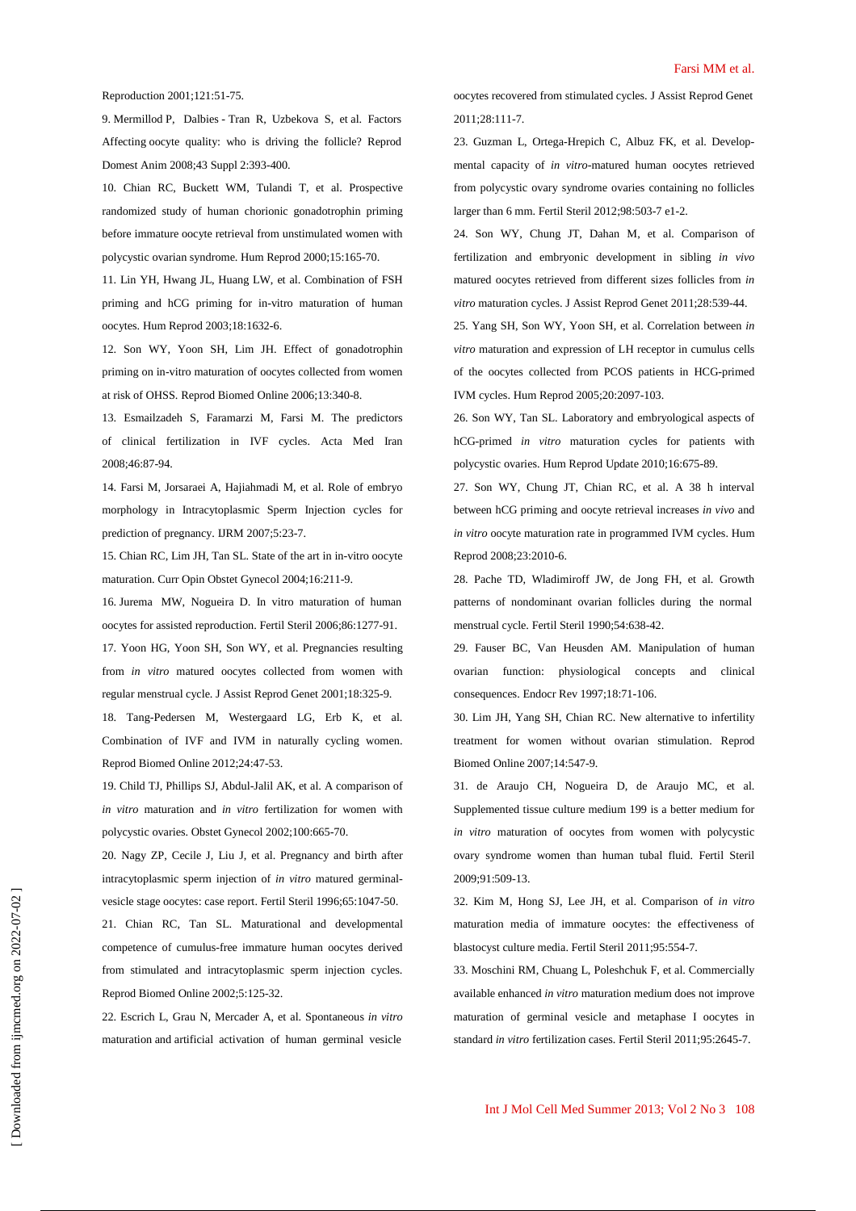Reproduction 2001;121:51-75.

9. Mermillod P, Dalbies - Tran R, Uzbekova S, et al. Factors Affecting oocyte quality: who is driving the follicle? Reprod Domest Anim 2008;43 Suppl 2:393-400.

10. Chian RC, Buckett WM, Tulandi T, et al. Prospective randomized study of human chorionic gonadotrophin priming before immature oocyte retrieval from unstimulated women with polycystic ovarian syndrome. Hum Reprod 2000;15:165-70.

11. Lin YH, Hwang JL, Huang LW, et al. Combination of FSH priming and hCG priming for in-vitro maturation of human oocytes. Hum Reprod 2003;18:1632-6.

12. Son WY, Yoon SH, Lim JH. Effect of gonadotrophin priming on in-vitro maturation of oocytes collected from women at risk of OHSS. Reprod Biomed Online 2006;13:340-8.

13. Esmailzadeh S, Faramarzi M, Farsi M. The predictors of clinical fertilization in IVF cycles. Acta Med Iran 2008;46:87-94.

14. Farsi M, Jorsaraei A, Hajiahmadi M, et al. Role of embryo morphology in Intracytoplasmic Sperm Injection cycles for prediction of pregnancy. IJRM 2007;5:23-7.

15. Chian RC, Lim JH, Tan SL. State of the art in in-vitro oocyte maturation. Curr Opin Obstet Gynecol 2004;16:211-9.

16. Jurema MW, Nogueira D. In vitro maturation of human oocytes for assisted reproduction. Fertil Steril 2006;86:1277-91.

17. Yoon HG, Yoon SH, Son WY, et al. Pregnancies resulting from *in vitro* matured oocytes collected from women with regular menstrual cycle. J Assist Reprod Genet 2001;18:325-9.

18. Tang-Pedersen M, Westergaard LG, Erb K, et al. Combination of IVF and IVM in naturally cycling women. Reprod Biomed Online 2012;24:47-53.

19. Child TJ, Phillips SJ, Abdul-Jalil AK, et al. A comparison of *in vitro* maturation and *in vitro* fertilization for women with polycystic ovaries. Obstet Gynecol 2002;100:665-70.

20. Nagy ZP, Cecile J, Liu J, et al. Pregnancy and birth after intracytoplasmic sperm injection of *in vitro* matured germinal-vesicle stage oocytes: case report. Fertil Steril 1996;65:1047-50.

21. Chian RC, Tan SL. Maturational and developmental competence of cumulus-free immature human oocytes derived from stimulated and intracytoplasmic sperm injection cycles. Reprod Biomed Online 2002;5:125-32.

22. Escrich L, Grau N, Mercader A, et al. Spontaneous *in vitro* maturation and artificial activation of human germinal vesicle oocytes recovered from stimulated cycles. J Assist Reprod Genet 2011;28:111-7.

23. Guzman L, Ortega-Hrepich C, Albuz FK, et al. Developmental capacity of *in vitro*-matured human oocytes retrieved from polycystic ovary syndrome ovaries containing no follicles larger than 6 mm. Fertil Steril 2012;98:503-7 e1-2.

24. Son WY, Chung JT, Dahan M, et al. Comparison of fertilization and embryonic development in sibling *in vivo* matured oocytes retrieved from different sizes follicles from *in vitro* maturation cycles. J Assist Reprod Genet 2011;28:539-44.

25. Yang SH, Son WY, Yoon SH, et al. Correlation between *in vitro* maturation and expression of LH receptor in cumulus cells of the oocytes collected from PCOS patients in HCG-primed IVM cycles. Hum Reprod 2005;20:2097-103.

26. Son WY, Tan SL. Laboratory and embryological aspects of hCG-primed *in vitro* maturation cycles for patients with polycystic ovaries. Hum Reprod Update 2010;16:675-89.

27. Son WY, Chung JT, Chian RC, et al. A 38 h interval between hCG priming and oocyte retrieval increases *in vivo* and *in vitro* oocyte maturation rate in programmed IVM cycles. Hum Reprod 2008;23:2010-6.

28. Pache TD, Wladimiroff JW, de Jong FH, et al. Growth patterns of nondominant ovarian follicles during the normal menstrual cycle. Fertil Steril 1990;54:638-42.

29. Fauser BC, Van Heusden AM. Manipulation of human ovarian function: physiological concepts and clinical consequences. Endocr Rev 1997;18:71-106.

30. Lim JH, Yang SH, Chian RC. New alternative to infertility treatment for women without ovarian stimulation. Reprod Biomed Online 2007;14:547-9.

31. de Araujo CH, Nogueira D, de Araujo MC, et al. Supplemented tissue culture medium 199 is a better medium for *in vitro* maturation of oocytes from women with polycystic ovary syndrome women than human tubal fluid. Fertil Steril 2009;91:509-13.

32. Kim M, Hong SJ, Lee JH, et al. Comparison of *in vitro* maturation media of immature oocytes: the effectiveness of blastocyst culture media. Fertil Steril 2011;95:554-7.

33. Moschini RM, Chuang L, Poleshchuk F, et al. Commercially available enhanced *in vitro* maturation medium does not improve maturation of germinal vesicle and metaphase I oocytes in standard *in vitro* fertilization cases. Fertil Steril 2011;95:2645-7.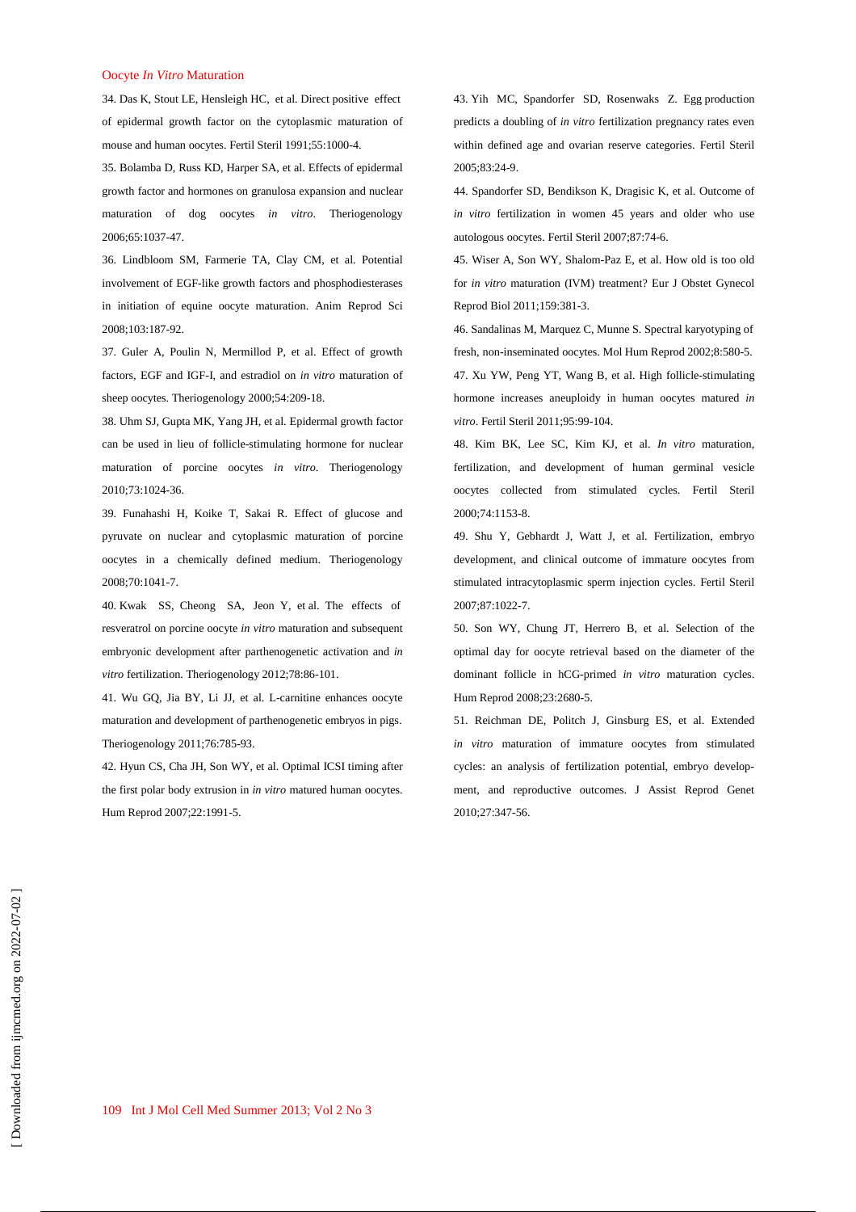34. Das K, Stout LE, Hensleigh HC, et al. Direct positive effect of epidermal growth factor on the cytoplasmic maturation of mouse and human oocytes. Fertil Steril 1991;55:1000-4.

35. Bolamba D, Russ KD, Harper SA, et al. Effects of epidermal growth factor and hormones on granulosa expansion and nuclear maturation of dog oocytes *in vitro*. Theriogenology 2006;65:1037-47.

36. Lindbloom SM, Farmerie TA, Clay CM, et al. Potential involvement of EGF-like growth factors and phosphodiesterases in initiation of equine oocyte maturation. Anim Reprod Sci 2008;103:187-92.

37. Guler A, Poulin N, Mermillod P, et al. Effect of growth factors, EGF and IGF-I, and estradiol on *in vitro* maturation of sheep oocytes. Theriogenology 2000;54:209-18.

38. Uhm SJ, Gupta MK, Yang JH, et al. Epidermal growth factor can be used in lieu of follicle-stimulating hormone for nuclear maturation of porcine oocytes *in vitro*. Theriogenology 2010;73:1024-36.

39. Funahashi H, Koike T, Sakai R. Effect of glucose and pyruvate on nuclear and cytoplasmic maturation of porcine oocytes in a chemically defined medium. Theriogenology 2008;70:1041-7.

40. Kwak SS, Cheong SA, Jeon Y, et al. The effects of resveratrol on porcine oocyte *in vitro* maturation and subsequent embryonic development after parthenogenetic activation and *in vitro* fertilization. Theriogenology 2012;78:86-101.

41. Wu GQ, Jia BY, Li JJ, et al. L-carnitine enhances oocyte maturation and development of parthenogenetic embryos in pigs. Theriogenology 2011;76:785-93.

42. Hyun CS, Cha JH, Son WY, et al. Optimal ICSI timing after the first polar body extrusion in *in vitro* matured human oocytes. Hum Reprod 2007;22:1991-5.

43. Yih MC, Spandorfer SD, Rosenwaks Z. Egg production predicts a doubling of *in vitro* fertilization pregnancy rates even within defined age and ovarian reserve categories. Fertil Steril 2005;83:24-9.

44. Spandorfer SD, Bendikson K, Dragisic K, et al. Outcome of *in vitro* fertilization in women 45 years and older who use autologous oocytes. Fertil Steril 2007;87:74-6.

45. Wiser A, Son WY, Shalom-Paz E, et al. How old is too old for *in vitro* maturation (IVM) treatment? Eur J Obstet Gynecol Reprod Biol 2011;159:381-3.

46. Sandalinas M, Marquez C, Munne S. Spectral karyotyping of fresh, non-inseminated oocytes. Mol Hum Reprod 2002;8:580-5.

47. Xu YW, Peng YT, Wang B, et al. High follicle-stimulating hormone increases aneuploidy in human oocytes matured *in vitro*. Fertil Steril 2011;95:99-104.

48. Kim BK, Lee SC, Kim KJ, et al. *In vitro* maturation, fertilization, and development of human germinal vesicle oocytes collected from stimulated cycles. Fertil Steril 2000;74:1153-8.

49. Shu Y, Gebhardt J, Watt J, et al. Fertilization, embryo development, and clinical outcome of immature oocytes from stimulated intracytoplasmic sperm injection cycles. Fertil Steril 2007;87:1022-7.

50. Son WY, Chung JT, Herrero B, et al. Selection of the optimal day for oocyte retrieval based on the diameter of the dominant follicle in hCG-primed *in vitro* maturation cycles. Hum Reprod 2008;23:2680-5.

51. Reichman DE, Politch J, Ginsburg ES, et al. Extended *in vitro* maturation of immature oocytes from stimulated cycles: an analysis of fertilization potential, embryo development, and reproductive outcomes. J Assist Reprod Genet 2010;27:347-56.